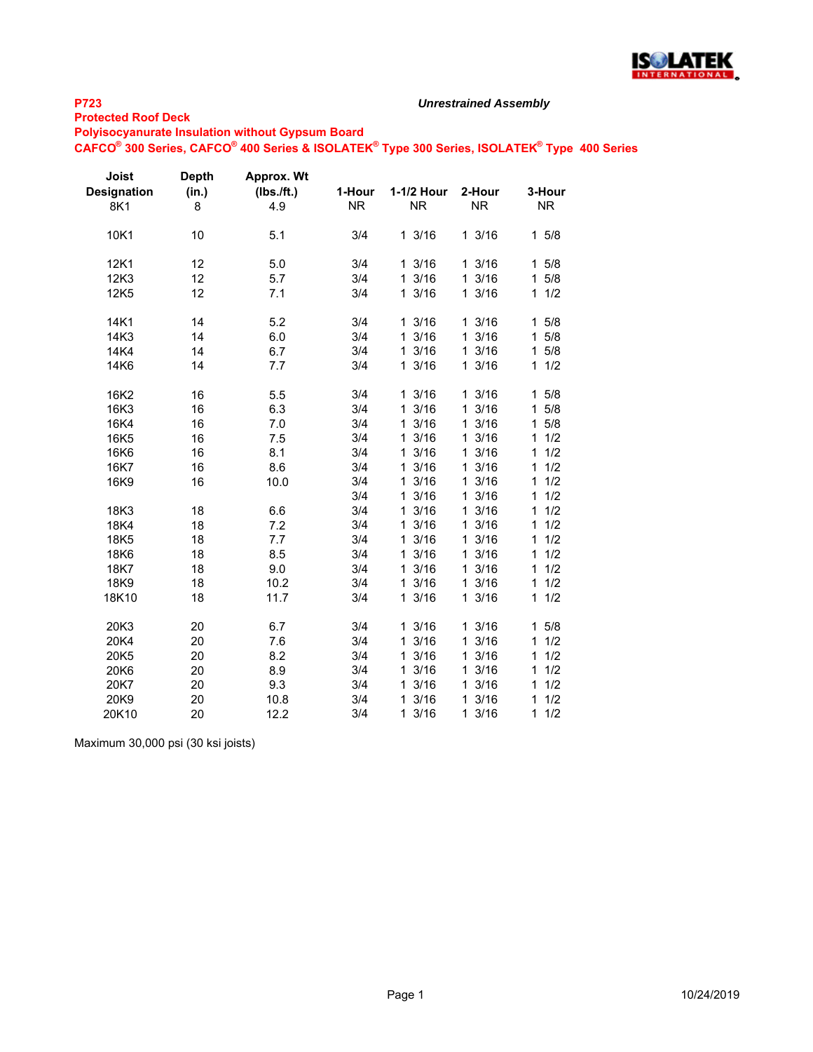**P723**

***Unrestrained Assembly***

**Protected Roof Deck**

**Polyisocyanurate Insulation without Gypsum Board**

**CAFCO® 300 Series, CAFCO® 400 Series & ISOLATEK® Type 300 Series, ISOLATEK® Type 400 Series**

| Joist Designation | Depth (in.) | Approx. Wt (lbs./ft.) | 1-Hour | 1-1/2 Hour | 2-Hour | 3-Hour |
|---|---|---|---|---|---|---|
| 8K1 | 8 | 4.9 | NR | NR | NR | NR |
| 10K1 | 10 | 5.1 | 3/4 | 1 3/16 | 1 3/16 | 1 5/8 |
| 12K1 | 12 | 5.0 | 3/4 | 1 3/16 | 1 3/16 | 1 5/8 |
| 12K3 | 12 | 5.7 | 3/4 | 1 3/16 | 1 3/16 | 1 5/8 |
| 12K5 | 12 | 7.1 | 3/4 | 1 3/16 | 1 3/16 | 1 1/2 |
| 14K1 | 14 | 5.2 | 3/4 | 1 3/16 | 1 3/16 | 1 5/8 |
| 14K3 | 14 | 6.0 | 3/4 | 1 3/16 | 1 3/16 | 1 5/8 |
| 14K4 | 14 | 6.7 | 3/4 | 1 3/16 | 1 3/16 | 1 5/8 |
| 14K6 | 14 | 7.7 | 3/4 | 1 3/16 | 1 3/16 | 1 1/2 |
| 16K2 | 16 | 5.5 | 3/4 | 1 3/16 | 1 3/16 | 1 5/8 |
| 16K3 | 16 | 6.3 | 3/4 | 1 3/16 | 1 3/16 | 1 5/8 |
| 16K4 | 16 | 7.0 | 3/4 | 1 3/16 | 1 3/16 | 1 5/8 |
| 16K5 | 16 | 7.5 | 3/4 | 1 3/16 | 1 3/16 | 1 1/2 |
| 16K6 | 16 | 8.1 | 3/4 | 1 3/16 | 1 3/16 | 1 1/2 |
| 16K7 | 16 | 8.6 | 3/4 | 1 3/16 | 1 3/16 | 1 1/2 |
| 16K9 | 16 | 10.0 | 3/4 | 1 3/16 | 1 3/16 | 1 1/2 |
| | | | 3/4 | 1 3/16 | 1 3/16 | 1 1/2 |
| 18K3 | 18 | 6.6 | 3/4 | 1 3/16 | 1 3/16 | 1 1/2 |
| 18K4 | 18 | 7.2 | 3/4 | 1 3/16 | 1 3/16 | 1 1/2 |
| 18K5 | 18 | 7.7 | 3/4 | 1 3/16 | 1 3/16 | 1 1/2 |
| 18K6 | 18 | 8.5 | 3/4 | 1 3/16 | 1 3/16 | 1 1/2 |
| 18K7 | 18 | 9.0 | 3/4 | 1 3/16 | 1 3/16 | 1 1/2 |
| 18K9 | 18 | 10.2 | 3/4 | 1 3/16 | 1 3/16 | 1 1/2 |
| 18K10 | 18 | 11.7 | 3/4 | 1 3/16 | 1 3/16 | 1 1/2 |
| 20K3 | 20 | 6.7 | 3/4 | 1 3/16 | 1 3/16 | 1 5/8 |
| 20K4 | 20 | 7.6 | 3/4 | 1 3/16 | 1 3/16 | 1 1/2 |
| 20K5 | 20 | 8.2 | 3/4 | 1 3/16 | 1 3/16 | 1 1/2 |
| 20K6 | 20 | 8.9 | 3/4 | 1 3/16 | 1 3/16 | 1 1/2 |
| 20K7 | 20 | 9.3 | 3/4 | 1 3/16 | 1 3/16 | 1 1/2 |
| 20K9 | 20 | 10.8 | 3/4 | 1 3/16 | 1 3/16 | 1 1/2 |
| 20K10 | 20 | 12.2 | 3/4 | 1 3/16 | 1 3/16 | 1 1/2 |

Maximum 30,000 psi (30 ksi joists)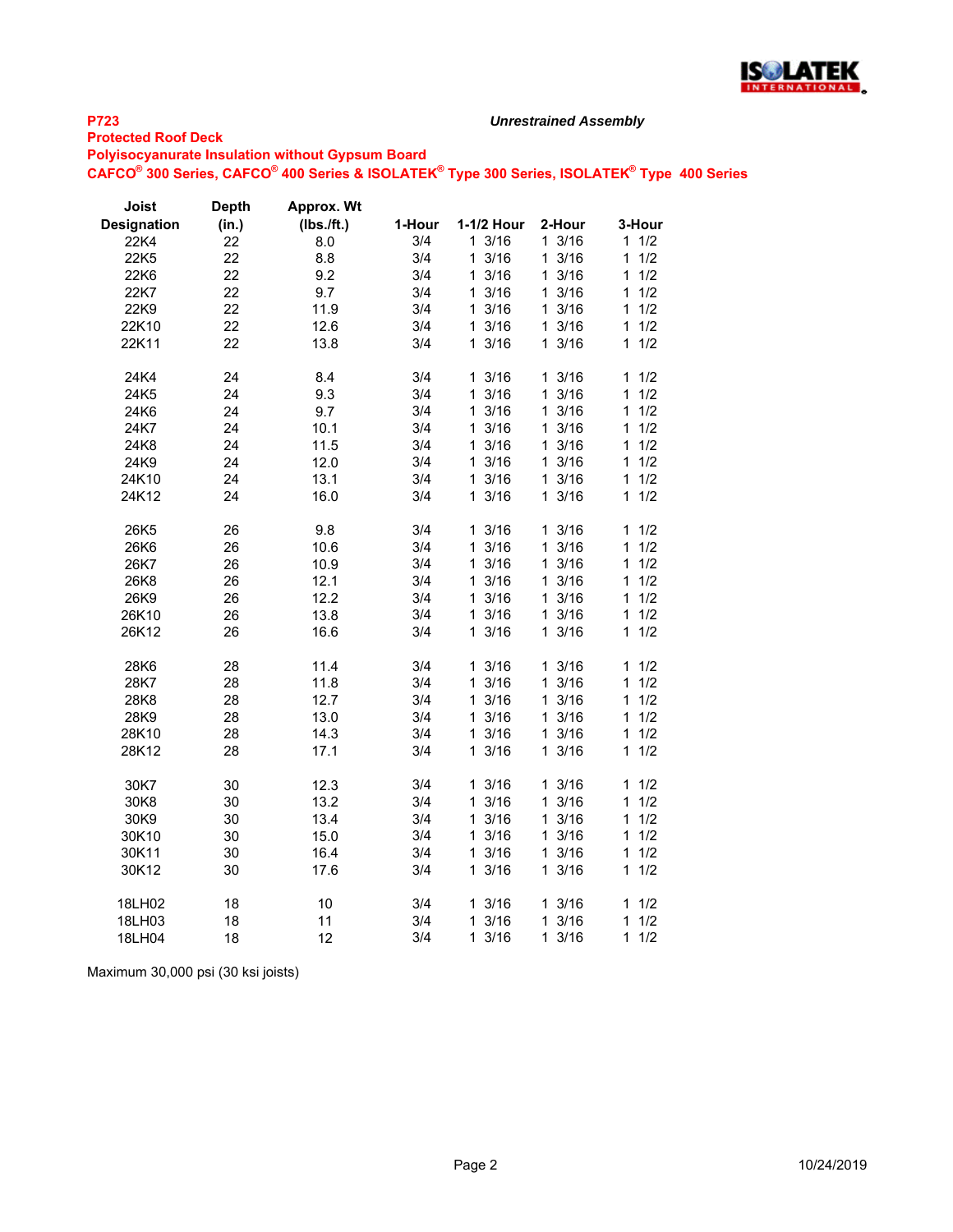**P723** *Unrestrained Assembly*

**Protected Roof Deck**

**Polyisocyanurate Insulation without Gypsum Board**

**CAFCO® 300 Series, CAFCO® 400 Series & ISOLATEK® Type 300 Series, ISOLATEK® Type 400 Series**

| Joist Designation | Depth (in.) | Approx. Wt (lbs./ft.) | 1-Hour | 1-1/2 Hour | 2-Hour | 3-Hour |
|---|---|---|---|---|---|---|
| 22K4 | 22 | 8.0 | 3/4 | 1 3/16 | 1 3/16 | 1 1/2 |
| 22K5 | 22 | 8.8 | 3/4 | 1 3/16 | 1 3/16 | 1 1/2 |
| 22K6 | 22 | 9.2 | 3/4 | 1 3/16 | 1 3/16 | 1 1/2 |
| 22K7 | 22 | 9.7 | 3/4 | 1 3/16 | 1 3/16 | 1 1/2 |
| 22K9 | 22 | 11.9 | 3/4 | 1 3/16 | 1 3/16 | 1 1/2 |
| 22K10 | 22 | 12.6 | 3/4 | 1 3/16 | 1 3/16 | 1 1/2 |
| 22K11 | 22 | 13.8 | 3/4 | 1 3/16 | 1 3/16 | 1 1/2 |
| | | | | | | |
| 24K4 | 24 | 8.4 | 3/4 | 1 3/16 | 1 3/16 | 1 1/2 |
| 24K5 | 24 | 9.3 | 3/4 | 1 3/16 | 1 3/16 | 1 1/2 |
| 24K6 | 24 | 9.7 | 3/4 | 1 3/16 | 1 3/16 | 1 1/2 |
| 24K7 | 24 | 10.1 | 3/4 | 1 3/16 | 1 3/16 | 1 1/2 |
| 24K8 | 24 | 11.5 | 3/4 | 1 3/16 | 1 3/16 | 1 1/2 |
| 24K9 | 24 | 12.0 | 3/4 | 1 3/16 | 1 3/16 | 1 1/2 |
| 24K10 | 24 | 13.1 | 3/4 | 1 3/16 | 1 3/16 | 1 1/2 |
| 24K12 | 24 | 16.0 | 3/4 | 1 3/16 | 1 3/16 | 1 1/2 |
| | | | | | | |
| 26K5 | 26 | 9.8 | 3/4 | 1 3/16 | 1 3/16 | 1 1/2 |
| 26K6 | 26 | 10.6 | 3/4 | 1 3/16 | 1 3/16 | 1 1/2 |
| 26K7 | 26 | 10.9 | 3/4 | 1 3/16 | 1 3/16 | 1 1/2 |
| 26K8 | 26 | 12.1 | 3/4 | 1 3/16 | 1 3/16 | 1 1/2 |
| 26K9 | 26 | 12.2 | 3/4 | 1 3/16 | 1 3/16 | 1 1/2 |
| 26K10 | 26 | 13.8 | 3/4 | 1 3/16 | 1 3/16 | 1 1/2 |
| 26K12 | 26 | 16.6 | 3/4 | 1 3/16 | 1 3/16 | 1 1/2 |
| | | | | | | |
| 28K6 | 28 | 11.4 | 3/4 | 1 3/16 | 1 3/16 | 1 1/2 |
| 28K7 | 28 | 11.8 | 3/4 | 1 3/16 | 1 3/16 | 1 1/2 |
| 28K8 | 28 | 12.7 | 3/4 | 1 3/16 | 1 3/16 | 1 1/2 |
| 28K9 | 28 | 13.0 | 3/4 | 1 3/16 | 1 3/16 | 1 1/2 |
| 28K10 | 28 | 14.3 | 3/4 | 1 3/16 | 1 3/16 | 1 1/2 |
| 28K12 | 28 | 17.1 | 3/4 | 1 3/16 | 1 3/16 | 1 1/2 |
| | | | | | | |
| 30K7 | 30 | 12.3 | 3/4 | 1 3/16 | 1 3/16 | 1 1/2 |
| 30K8 | 30 | 13.2 | 3/4 | 1 3/16 | 1 3/16 | 1 1/2 |
| 30K9 | 30 | 13.4 | 3/4 | 1 3/16 | 1 3/16 | 1 1/2 |
| 30K10 | 30 | 15.0 | 3/4 | 1 3/16 | 1 3/16 | 1 1/2 |
| 30K11 | 30 | 16.4 | 3/4 | 1 3/16 | 1 3/16 | 1 1/2 |
| 30K12 | 30 | 17.6 | 3/4 | 1 3/16 | 1 3/16 | 1 1/2 |
| | | | | | | |
| 18LH02 | 18 | 10 | 3/4 | 1 3/16 | 1 3/16 | 1 1/2 |
| 18LH03 | 18 | 11 | 3/4 | 1 3/16 | 1 3/16 | 1 1/2 |
| 18LH04 | 18 | 12 | 3/4 | 1 3/16 | 1 3/16 | 1 1/2 |

Maximum 30,000 psi (30 ksi joists)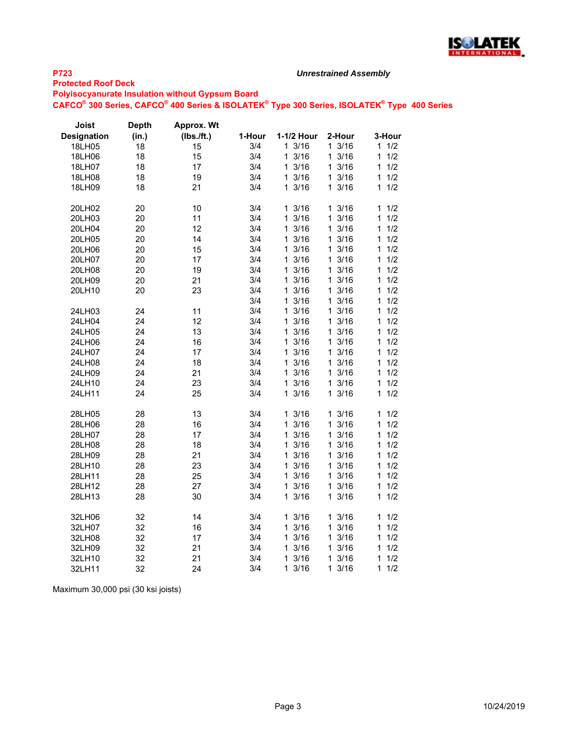**P723**

***Unrestrained Assembly***

**Protected Roof Deck**

**Polyisocyanurate Insulation without Gypsum Board**

**CAFCO® 300 Series, CAFCO® 400 Series & ISOLATEK® Type 300 Series, ISOLATEK® Type 400 Series**

| Joist Designation | Depth (in.) | Approx. Wt (lbs./ft.) | 1-Hour | 1-1/2 Hour | 2-Hour | 3-Hour |
|---|---|---|---|---|---|---|
| 18LH05 | 18 | 15 | 3/4 | 1 3/16 | 1 3/16 | 1 1/2 |
| 18LH06 | 18 | 15 | 3/4 | 1 3/16 | 1 3/16 | 1 1/2 |
| 18LH07 | 18 | 17 | 3/4 | 1 3/16 | 1 3/16 | 1 1/2 |
| 18LH08 | 18 | 19 | 3/4 | 1 3/16 | 1 3/16 | 1 1/2 |
| 18LH09 | 18 | 21 | 3/4 | 1 3/16 | 1 3/16 | 1 1/2 |
| | | | | | | |
| 20LH02 | 20 | 10 | 3/4 | 1 3/16 | 1 3/16 | 1 1/2 |
| 20LH03 | 20 | 11 | 3/4 | 1 3/16 | 1 3/16 | 1 1/2 |
| 20LH04 | 20 | 12 | 3/4 | 1 3/16 | 1 3/16 | 1 1/2 |
| 20LH05 | 20 | 14 | 3/4 | 1 3/16 | 1 3/16 | 1 1/2 |
| 20LH06 | 20 | 15 | 3/4 | 1 3/16 | 1 3/16 | 1 1/2 |
| 20LH07 | 20 | 17 | 3/4 | 1 3/16 | 1 3/16 | 1 1/2 |
| 20LH08 | 20 | 19 | 3/4 | 1 3/16 | 1 3/16 | 1 1/2 |
| 20LH09 | 20 | 21 | 3/4 | 1 3/16 | 1 3/16 | 1 1/2 |
| 20LH10 | 20 | 23 | 3/4 | 1 3/16 | 1 3/16 | 1 1/2 |
| | | | 3/4 | 1 3/16 | 1 3/16 | 1 1/2 |
| 24LH03 | 24 | 11 | 3/4 | 1 3/16 | 1 3/16 | 1 1/2 |
| 24LH04 | 24 | 12 | 3/4 | 1 3/16 | 1 3/16 | 1 1/2 |
| 24LH05 | 24 | 13 | 3/4 | 1 3/16 | 1 3/16 | 1 1/2 |
| 24LH06 | 24 | 16 | 3/4 | 1 3/16 | 1 3/16 | 1 1/2 |
| 24LH07 | 24 | 17 | 3/4 | 1 3/16 | 1 3/16 | 1 1/2 |
| 24LH08 | 24 | 18 | 3/4 | 1 3/16 | 1 3/16 | 1 1/2 |
| 24LH09 | 24 | 21 | 3/4 | 1 3/16 | 1 3/16 | 1 1/2 |
| 24LH10 | 24 | 23 | 3/4 | 1 3/16 | 1 3/16 | 1 1/2 |
| 24LH11 | 24 | 25 | 3/4 | 1 3/16 | 1 3/16 | 1 1/2 |
| | | | | | | |
| 28LH05 | 28 | 13 | 3/4 | 1 3/16 | 1 3/16 | 1 1/2 |
| 28LH06 | 28 | 16 | 3/4 | 1 3/16 | 1 3/16 | 1 1/2 |
| 28LH07 | 28 | 17 | 3/4 | 1 3/16 | 1 3/16 | 1 1/2 |
| 28LH08 | 28 | 18 | 3/4 | 1 3/16 | 1 3/16 | 1 1/2 |
| 28LH09 | 28 | 21 | 3/4 | 1 3/16 | 1 3/16 | 1 1/2 |
| 28LH10 | 28 | 23 | 3/4 | 1 3/16 | 1 3/16 | 1 1/2 |
| 28LH11 | 28 | 25 | 3/4 | 1 3/16 | 1 3/16 | 1 1/2 |
| 28LH12 | 28 | 27 | 3/4 | 1 3/16 | 1 3/16 | 1 1/2 |
| 28LH13 | 28 | 30 | 3/4 | 1 3/16 | 1 3/16 | 1 1/2 |
| | | | | | | |
| 32LH06 | 32 | 14 | 3/4 | 1 3/16 | 1 3/16 | 1 1/2 |
| 32LH07 | 32 | 16 | 3/4 | 1 3/16 | 1 3/16 | 1 1/2 |
| 32LH08 | 32 | 17 | 3/4 | 1 3/16 | 1 3/16 | 1 1/2 |
| 32LH09 | 32 | 21 | 3/4 | 1 3/16 | 1 3/16 | 1 1/2 |
| 32LH10 | 32 | 21 | 3/4 | 1 3/16 | 1 3/16 | 1 1/2 |
| 32LH11 | 32 | 24 | 3/4 | 1 3/16 | 1 3/16 | 1 1/2 |

Maximum 30,000 psi (30 ksi joists)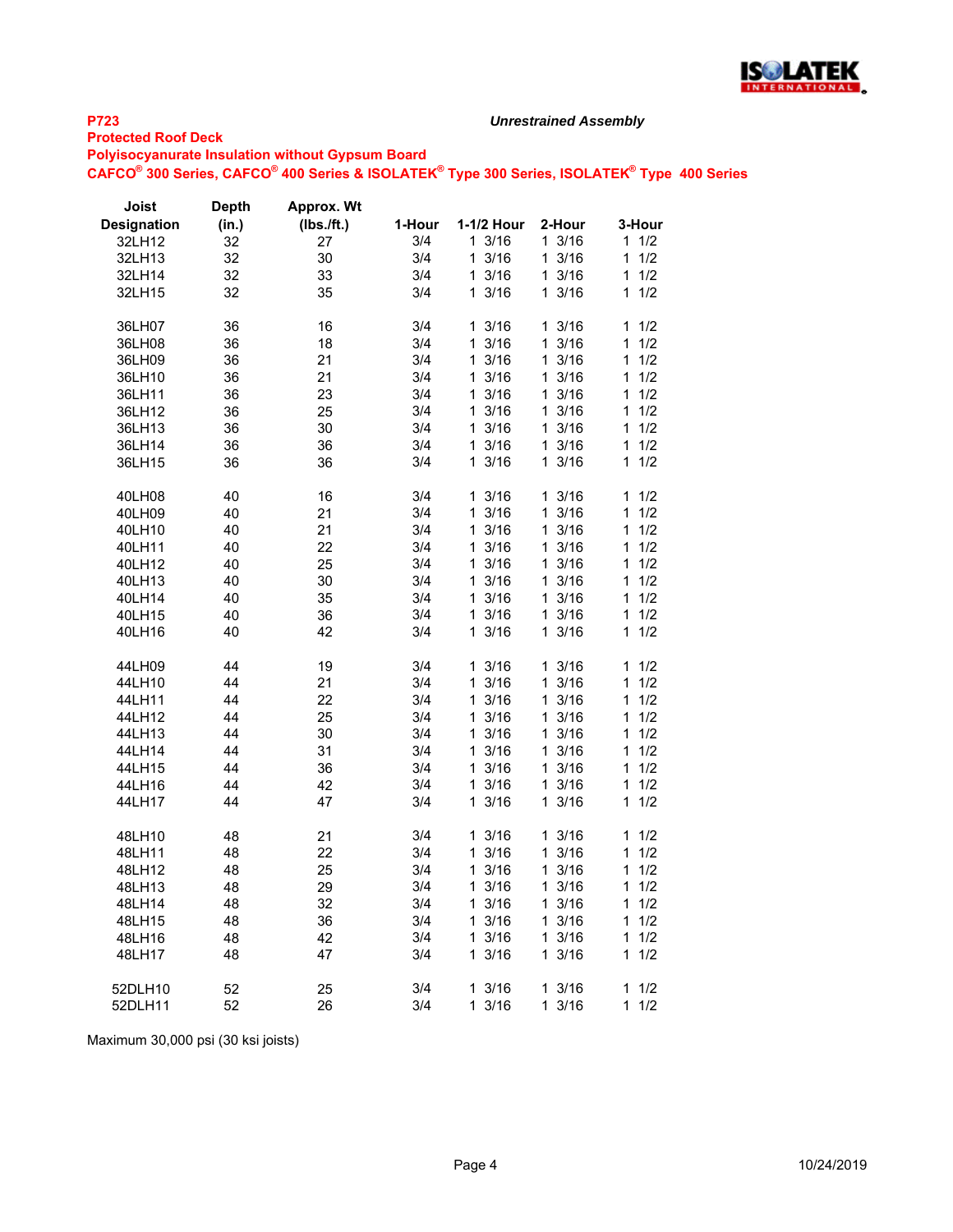**P723** *Unrestrained Assembly*

**Protected Roof Deck**

**Polyisocyanurate Insulation without Gypsum Board**

**CAFCO® 300 Series, CAFCO® 400 Series & ISOLATEK® Type 300 Series, ISOLATEK® Type 400 Series**

| Joist Designation | Depth (in.) | Approx. Wt (lbs./ft.) | 1-Hour | 1-1/2 Hour | 2-Hour | 3-Hour |
|---|---|---|---|---|---|---|
| 32LH12 | 32 | 27 | 3/4 | 1 3/16 | 1 3/16 | 1 1/2 |
| 32LH13 | 32 | 30 | 3/4 | 1 3/16 | 1 3/16 | 1 1/2 |
| 32LH14 | 32 | 33 | 3/4 | 1 3/16 | 1 3/16 | 1 1/2 |
| 32LH15 | 32 | 35 | 3/4 | 1 3/16 | 1 3/16 | 1 1/2 |
| 36LH07 | 36 | 16 | 3/4 | 1 3/16 | 1 3/16 | 1 1/2 |
| 36LH08 | 36 | 18 | 3/4 | 1 3/16 | 1 3/16 | 1 1/2 |
| 36LH09 | 36 | 21 | 3/4 | 1 3/16 | 1 3/16 | 1 1/2 |
| 36LH10 | 36 | 21 | 3/4 | 1 3/16 | 1 3/16 | 1 1/2 |
| 36LH11 | 36 | 23 | 3/4 | 1 3/16 | 1 3/16 | 1 1/2 |
| 36LH12 | 36 | 25 | 3/4 | 1 3/16 | 1 3/16 | 1 1/2 |
| 36LH13 | 36 | 30 | 3/4 | 1 3/16 | 1 3/16 | 1 1/2 |
| 36LH14 | 36 | 36 | 3/4 | 1 3/16 | 1 3/16 | 1 1/2 |
| 36LH15 | 36 | 36 | 3/4 | 1 3/16 | 1 3/16 | 1 1/2 |
| 40LH08 | 40 | 16 | 3/4 | 1 3/16 | 1 3/16 | 1 1/2 |
| 40LH09 | 40 | 21 | 3/4 | 1 3/16 | 1 3/16 | 1 1/2 |
| 40LH10 | 40 | 21 | 3/4 | 1 3/16 | 1 3/16 | 1 1/2 |
| 40LH11 | 40 | 22 | 3/4 | 1 3/16 | 1 3/16 | 1 1/2 |
| 40LH12 | 40 | 25 | 3/4 | 1 3/16 | 1 3/16 | 1 1/2 |
| 40LH13 | 40 | 30 | 3/4 | 1 3/16 | 1 3/16 | 1 1/2 |
| 40LH14 | 40 | 35 | 3/4 | 1 3/16 | 1 3/16 | 1 1/2 |
| 40LH15 | 40 | 36 | 3/4 | 1 3/16 | 1 3/16 | 1 1/2 |
| 40LH16 | 40 | 42 | 3/4 | 1 3/16 | 1 3/16 | 1 1/2 |
| 44LH09 | 44 | 19 | 3/4 | 1 3/16 | 1 3/16 | 1 1/2 |
| 44LH10 | 44 | 21 | 3/4 | 1 3/16 | 1 3/16 | 1 1/2 |
| 44LH11 | 44 | 22 | 3/4 | 1 3/16 | 1 3/16 | 1 1/2 |
| 44LH12 | 44 | 25 | 3/4 | 1 3/16 | 1 3/16 | 1 1/2 |
| 44LH13 | 44 | 30 | 3/4 | 1 3/16 | 1 3/16 | 1 1/2 |
| 44LH14 | 44 | 31 | 3/4 | 1 3/16 | 1 3/16 | 1 1/2 |
| 44LH15 | 44 | 36 | 3/4 | 1 3/16 | 1 3/16 | 1 1/2 |
| 44LH16 | 44 | 42 | 3/4 | 1 3/16 | 1 3/16 | 1 1/2 |
| 44LH17 | 44 | 47 | 3/4 | 1 3/16 | 1 3/16 | 1 1/2 |
| 48LH10 | 48 | 21 | 3/4 | 1 3/16 | 1 3/16 | 1 1/2 |
| 48LH11 | 48 | 22 | 3/4 | 1 3/16 | 1 3/16 | 1 1/2 |
| 48LH12 | 48 | 25 | 3/4 | 1 3/16 | 1 3/16 | 1 1/2 |
| 48LH13 | 48 | 29 | 3/4 | 1 3/16 | 1 3/16 | 1 1/2 |
| 48LH14 | 48 | 32 | 3/4 | 1 3/16 | 1 3/16 | 1 1/2 |
| 48LH15 | 48 | 36 | 3/4 | 1 3/16 | 1 3/16 | 1 1/2 |
| 48LH16 | 48 | 42 | 3/4 | 1 3/16 | 1 3/16 | 1 1/2 |
| 48LH17 | 48 | 47 | 3/4 | 1 3/16 | 1 3/16 | 1 1/2 |
| 52DLH10 | 52 | 25 | 3/4 | 1 3/16 | 1 3/16 | 1 1/2 |
| 52DLH11 | 52 | 26 | 3/4 | 1 3/16 | 1 3/16 | 1 1/2 |

Maximum 30,000 psi (30 ksi joists)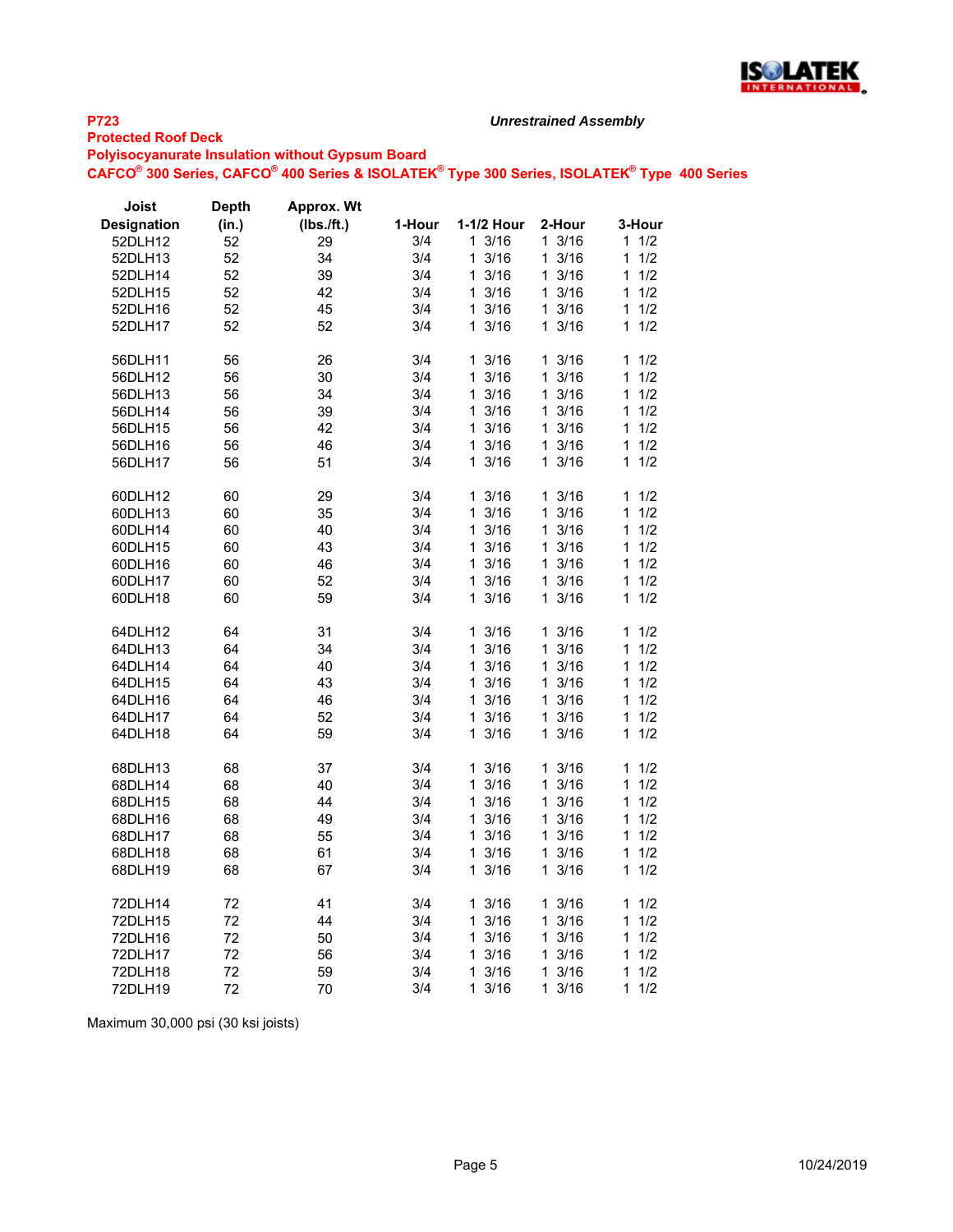**P723**

*Unrestrained Assembly*

**Protected Roof Deck**

**Polyisocyanurate Insulation without Gypsum Board**

**CAFCO® 300 Series, CAFCO® 400 Series & ISOLATEK® Type 300 Series, ISOLATEK® Type 400 Series**

| Joist Designation | Depth (in.) | Approx. Wt (lbs./ft.) | 1-Hour | 1-1/2 Hour | 2-Hour | 3-Hour |
|---|---|---|---|---|---|---|
| 52DLH12 | 52 | 29 | 3/4 | 1 3/16 | 1 3/16 | 1 1/2 |
| 52DLH13 | 52 | 34 | 3/4 | 1 3/16 | 1 3/16 | 1 1/2 |
| 52DLH14 | 52 | 39 | 3/4 | 1 3/16 | 1 3/16 | 1 1/2 |
| 52DLH15 | 52 | 42 | 3/4 | 1 3/16 | 1 3/16 | 1 1/2 |
| 52DLH16 | 52 | 45 | 3/4 | 1 3/16 | 1 3/16 | 1 1/2 |
| 52DLH17 | 52 | 52 | 3/4 | 1 3/16 | 1 3/16 | 1 1/2 |
| 56DLH11 | 56 | 26 | 3/4 | 1 3/16 | 1 3/16 | 1 1/2 |
| 56DLH12 | 56 | 30 | 3/4 | 1 3/16 | 1 3/16 | 1 1/2 |
| 56DLH13 | 56 | 34 | 3/4 | 1 3/16 | 1 3/16 | 1 1/2 |
| 56DLH14 | 56 | 39 | 3/4 | 1 3/16 | 1 3/16 | 1 1/2 |
| 56DLH15 | 56 | 42 | 3/4 | 1 3/16 | 1 3/16 | 1 1/2 |
| 56DLH16 | 56 | 46 | 3/4 | 1 3/16 | 1 3/16 | 1 1/2 |
| 56DLH17 | 56 | 51 | 3/4 | 1 3/16 | 1 3/16 | 1 1/2 |
| 60DLH12 | 60 | 29 | 3/4 | 1 3/16 | 1 3/16 | 1 1/2 |
| 60DLH13 | 60 | 35 | 3/4 | 1 3/16 | 1 3/16 | 1 1/2 |
| 60DLH14 | 60 | 40 | 3/4 | 1 3/16 | 1 3/16 | 1 1/2 |
| 60DLH15 | 60 | 43 | 3/4 | 1 3/16 | 1 3/16 | 1 1/2 |
| 60DLH16 | 60 | 46 | 3/4 | 1 3/16 | 1 3/16 | 1 1/2 |
| 60DLH17 | 60 | 52 | 3/4 | 1 3/16 | 1 3/16 | 1 1/2 |
| 60DLH18 | 60 | 59 | 3/4 | 1 3/16 | 1 3/16 | 1 1/2 |
| 64DLH12 | 64 | 31 | 3/4 | 1 3/16 | 1 3/16 | 1 1/2 |
| 64DLH13 | 64 | 34 | 3/4 | 1 3/16 | 1 3/16 | 1 1/2 |
| 64DLH14 | 64 | 40 | 3/4 | 1 3/16 | 1 3/16 | 1 1/2 |
| 64DLH15 | 64 | 43 | 3/4 | 1 3/16 | 1 3/16 | 1 1/2 |
| 64DLH16 | 64 | 46 | 3/4 | 1 3/16 | 1 3/16 | 1 1/2 |
| 64DLH17 | 64 | 52 | 3/4 | 1 3/16 | 1 3/16 | 1 1/2 |
| 64DLH18 | 64 | 59 | 3/4 | 1 3/16 | 1 3/16 | 1 1/2 |
| 68DLH13 | 68 | 37 | 3/4 | 1 3/16 | 1 3/16 | 1 1/2 |
| 68DLH14 | 68 | 40 | 3/4 | 1 3/16 | 1 3/16 | 1 1/2 |
| 68DLH15 | 68 | 44 | 3/4 | 1 3/16 | 1 3/16 | 1 1/2 |
| 68DLH16 | 68 | 49 | 3/4 | 1 3/16 | 1 3/16 | 1 1/2 |
| 68DLH17 | 68 | 55 | 3/4 | 1 3/16 | 1 3/16 | 1 1/2 |
| 68DLH18 | 68 | 61 | 3/4 | 1 3/16 | 1 3/16 | 1 1/2 |
| 68DLH19 | 68 | 67 | 3/4 | 1 3/16 | 1 3/16 | 1 1/2 |
| 72DLH14 | 72 | 41 | 3/4 | 1 3/16 | 1 3/16 | 1 1/2 |
| 72DLH15 | 72 | 44 | 3/4 | 1 3/16 | 1 3/16 | 1 1/2 |
| 72DLH16 | 72 | 50 | 3/4 | 1 3/16 | 1 3/16 | 1 1/2 |
| 72DLH17 | 72 | 56 | 3/4 | 1 3/16 | 1 3/16 | 1 1/2 |
| 72DLH18 | 72 | 59 | 3/4 | 1 3/16 | 1 3/16 | 1 1/2 |
| 72DLH19 | 72 | 70 | 3/4 | 1 3/16 | 1 3/16 | 1 1/2 |

Maximum 30,000 psi (30 ksi joists)

10/24/2019